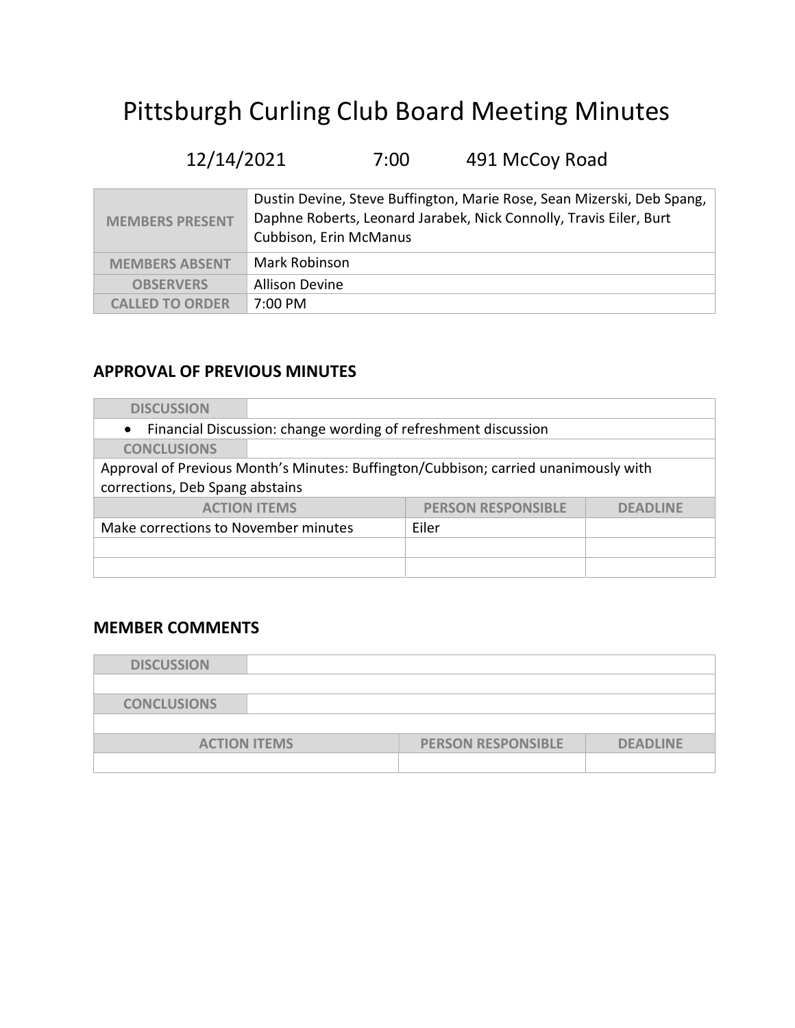# Pittsburgh Curling Club Board Meeting Minutes

12/14/2021 7:00 491 McCoy Road

| | |
|---|---|
| **MEMBERS PRESENT** | Dustin Devine, Steve Buffington, Marie Rose, Sean Mizerski, Deb Spang, Daphne Roberts, Leonard Jarabek, Nick Connolly, Travis Eiler, Burt Cubbison, Erin McManus |
| **MEMBERS ABSENT** | Mark Robinson |
| **OBSERVERS** | Allison Devine |
| **CALLED TO ORDER** | 7:00 PM |

## APPROVAL OF PREVIOUS MINUTES

**DISCUSSION**

- Financial Discussion: change wording of refreshment discussion

**CONCLUSIONS**

Approval of Previous Month's Minutes: Buffington/Cubbison; carried unanimously with corrections, Deb Spang abstains

| ACTION ITEMS | PERSON RESPONSIBLE | DEADLINE |
|---|---|---|
| Make corrections to November minutes | Eiler | |
| | | |
| | | |

## MEMBER COMMENTS

**DISCUSSION**

**CONCLUSIONS**

| ACTION ITEMS | PERSON RESPONSIBLE | DEADLINE |
|---|---|---|
| | | |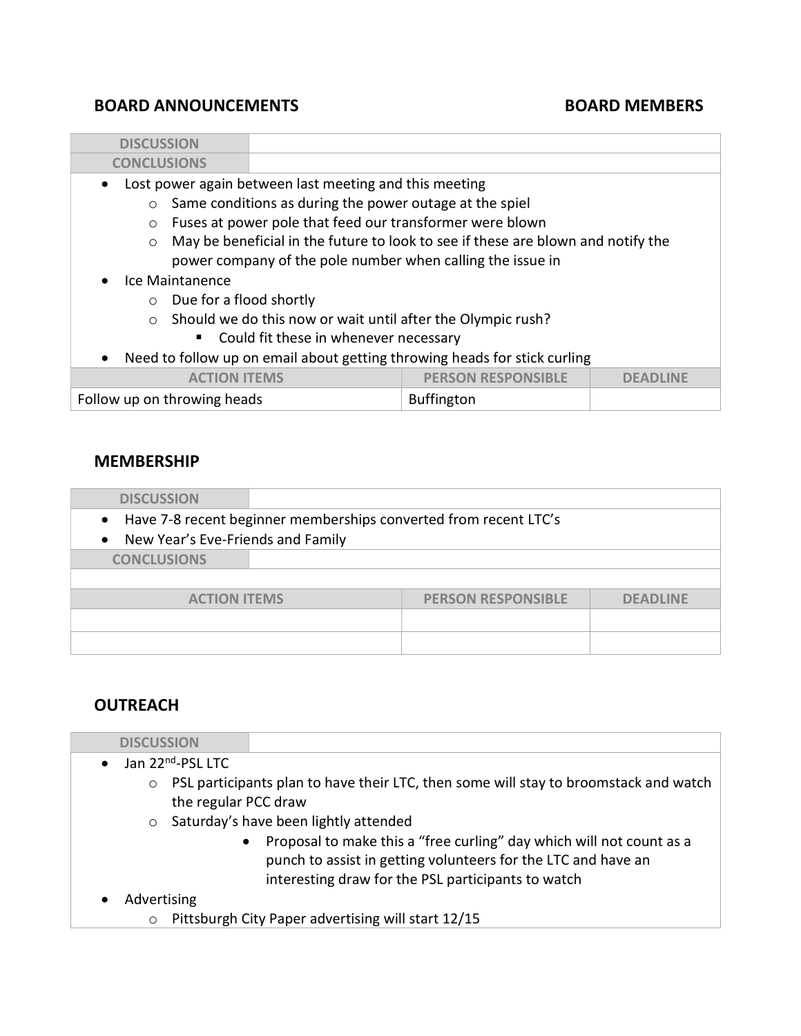## BOARD ANNOUNCEMENTS — BOARD MEMBERS

**DISCUSSION**

**CONCLUSIONS**

- Lost power again between last meeting and this meeting
  - Same conditions as during the power outage at the spiel
  - Fuses at power pole that feed our transformer were blown
  - May be beneficial in the future to look to see if these are blown and notify the power company of the pole number when calling the issue in
- Ice Maintanence
  - Due for a flood shortly
  - Should we do this now or wait until after the Olympic rush?
    - Could fit these in whenever necessary
- Need to follow up on email about getting throwing heads for stick curling

| ACTION ITEMS | PERSON RESPONSIBLE | DEADLINE |
|---|---|---|
| Follow up on throwing heads | Buffington | |

## MEMBERSHIP

**DISCUSSION**

- Have 7-8 recent beginner memberships converted from recent LTC's
- New Year's Eve-Friends and Family

**CONCLUSIONS**

| ACTION ITEMS | PERSON RESPONSIBLE | DEADLINE |
|---|---|---|
| | | |
| | | |

## OUTREACH

**DISCUSSION**

- Jan 22nd-PSL LTC
  - PSL participants plan to have their LTC, then some will stay to broomstack and watch the regular PCC draw
  - Saturday's have been lightly attended
    - Proposal to make this a "free curling" day which will not count as a punch to assist in getting volunteers for the LTC and have an interesting draw for the PSL participants to watch
- Advertising
  - Pittsburgh City Paper advertising will start 12/15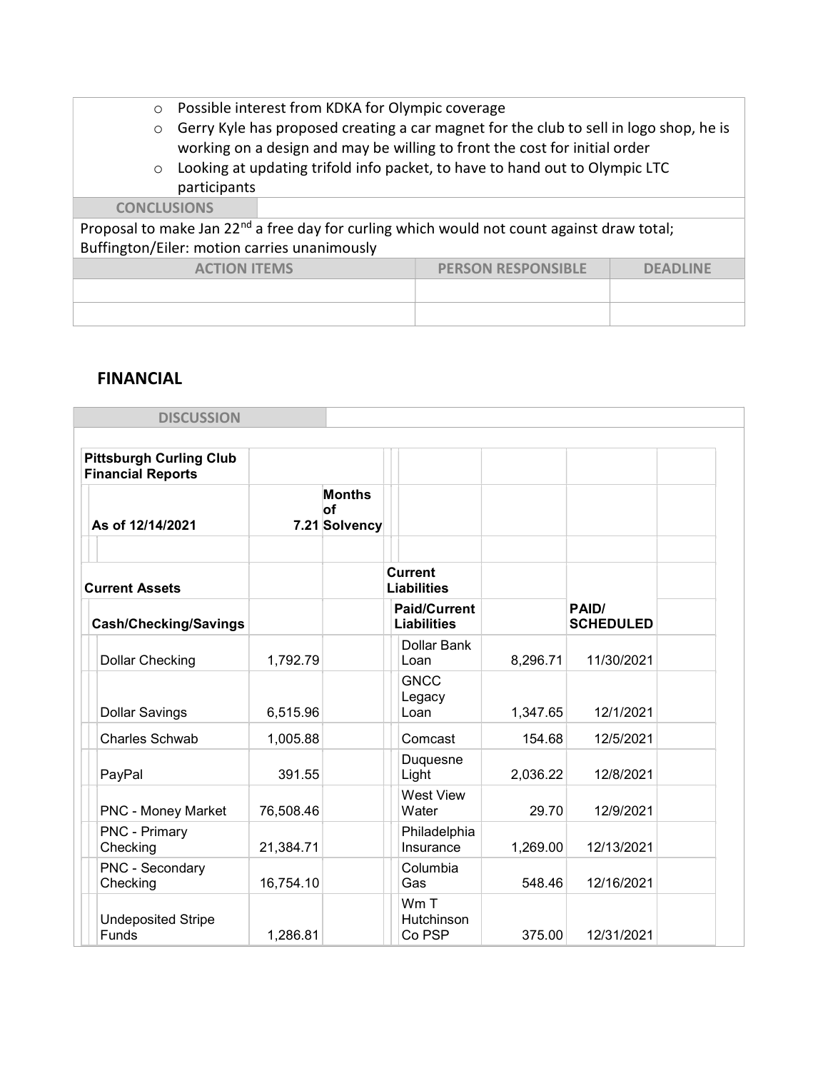- Possible interest from KDKA for Olympic coverage
- Gerry Kyle has proposed creating a car magnet for the club to sell in logo shop, he is working on a design and may be willing to front the cost for initial order
- Looking at updating trifold info packet, to have to hand out to Olympic LTC participants

**CONCLUSIONS**

Proposal to make Jan 22nd a free day for curling which would not count against draw total; Buffington/Eiler: motion carries unanimously

| ACTION ITEMS | PERSON RESPONSIBLE | DEADLINE |
|---|---|---|
| | | |
| | | |

## FINANCIAL

**DISCUSSION**

| Pittsburgh Curling Club Financial Reports | | | | | |
|---|---|---|---|---|---|
| As of 12/14/2021 | 7.21 | Months of Solvency | | | |
| | | | | | |
| **Current Assets** | | | **Current Liabilities** | | |
| **Cash/Checking/Savings** | | | **Paid/Current Liabilities** | | **PAID/ SCHEDULED** |
| Dollar Checking | 1,792.79 | | Dollar Bank Loan | 8,296.71 | 11/30/2021 |
| Dollar Savings | 6,515.96 | | GNCC Legacy Loan | 1,347.65 | 12/1/2021 |
| Charles Schwab | 1,005.88 | | Comcast | 154.68 | 12/5/2021 |
| PayPal | 391.55 | | Duquesne Light | 2,036.22 | 12/8/2021 |
| PNC - Money Market | 76,508.46 | | West View Water | 29.70 | 12/9/2021 |
| PNC - Primary Checking | 21,384.71 | | Philadelphia Insurance | 1,269.00 | 12/13/2021 |
| PNC - Secondary Checking | 16,754.10 | | Columbia Gas | 548.46 | 12/16/2021 |
| Undeposited Stripe Funds | 1,286.81 | | Wm T Hutchinson Co PSP | 375.00 | 12/31/2021 |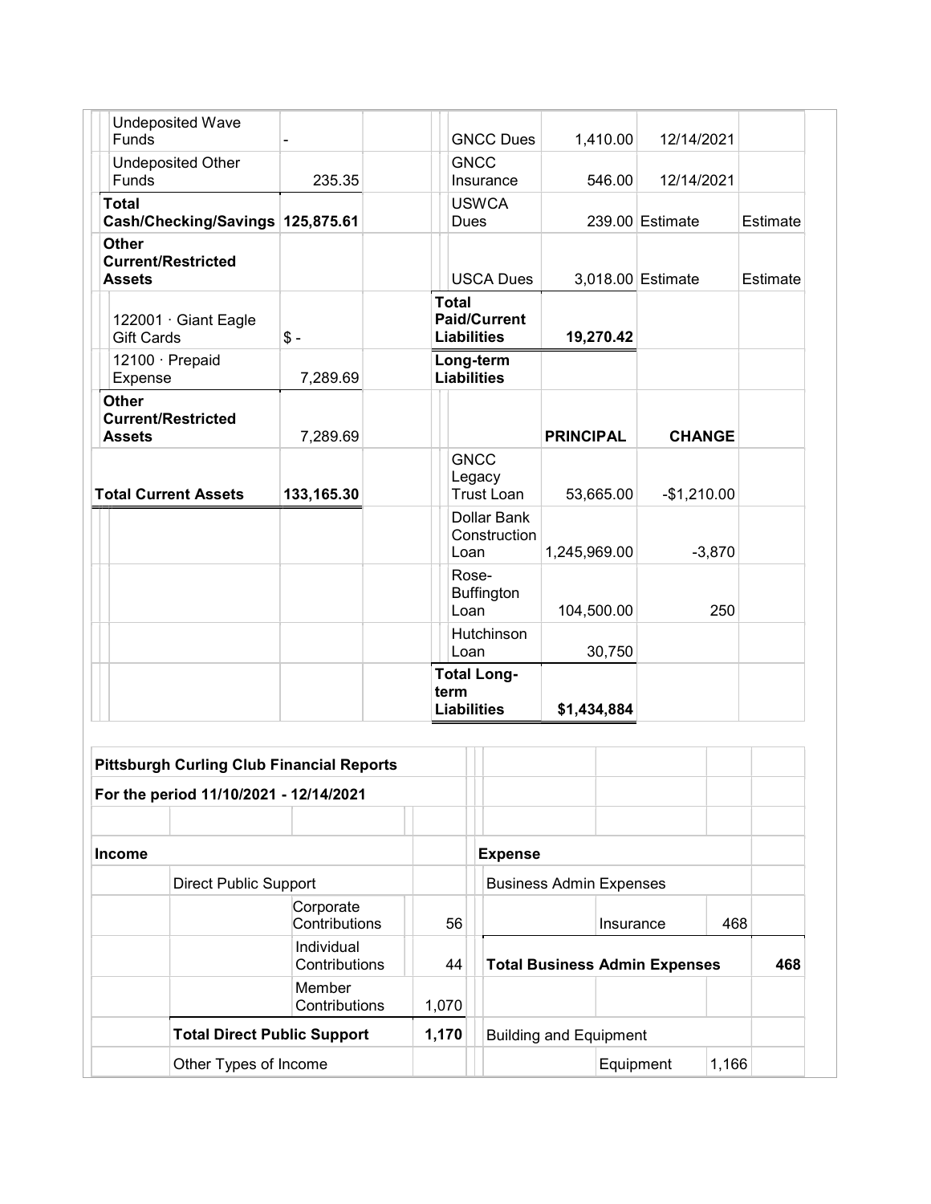| | | | | | | |
|---|---|---|---|---|---|---|
| Undeposited Wave Funds | - | | GNCC Dues | 1,410.00 | 12/14/2021 | |
| Undeposited Other Funds | 235.35 | | GNCC Insurance | 546.00 | 12/14/2021 | |
| **Total Cash/Checking/Savings** | **125,875.61** | | USWCA Dues | 239.00 | Estimate | Estimate |
| **Other Current/Restricted Assets** | | | USCA Dues | 3,018.00 | Estimate | Estimate |
| 122001 · Giant Eagle Gift Cards | $ - | | **Total Paid/Current Liabilities** | **19,270.42** | | |
| 12100 · Prepaid Expense | 7,289.69 | | **Long-term Liabilities** | | | |
| **Other Current/Restricted Assets** | 7,289.69 | | | **PRINCIPAL** | **CHANGE** | |
| **Total Current Assets** | **133,165.30** | | GNCC Legacy Trust Loan | 53,665.00 | -$1,210.00 | |
| | | | Dollar Bank Construction Loan | 1,245,969.00 | -3,870 | |
| | | | Rose-Buffington Loan | 104,500.00 | 250 | |
| | | | Hutchinson Loan | 30,750 | | |
| | | | **Total Long-term Liabilities** | **$1,434,884** | | |

**Pittsburgh Curling Club Financial Reports**

**For the period 11/10/2021 - 12/14/2021**

| **Income** | | | | **Expense** | | | |
|---|---|---|---|---|---|---|---|
| | Direct Public Support | | | Business Admin Expenses | | | |
| | | Corporate Contributions | 56 | | Insurance | 468 | |
| | | Individual Contributions | 44 | **Total Business Admin Expenses** | | | **468** |
| | | Member Contributions | 1,070 | | | | |
| | **Total Direct Public Support** | | **1,170** | Building and Equipment | | | |
| | Other Types of Income | | | | Equipment | 1,166 | |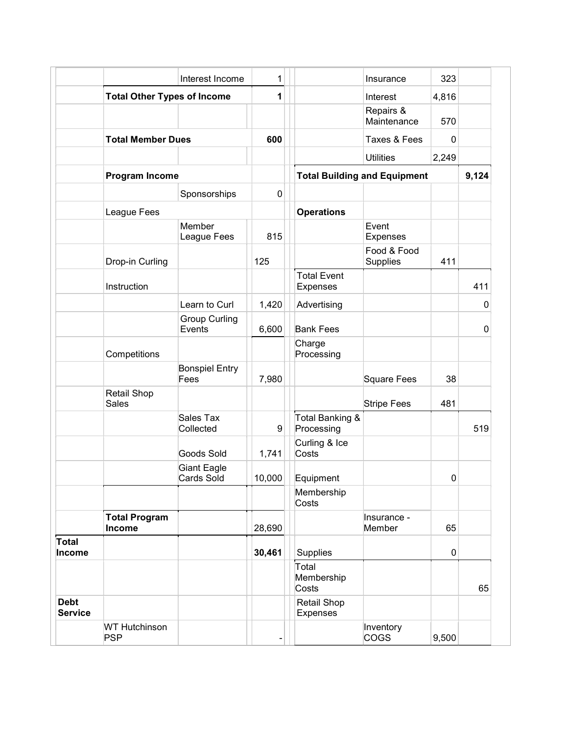| | | | | | | | | |
|---|---|---|---|---|---|---|---|---|
| | | Interest Income | 1 | | | Insurance | 323 | |
| | **Total Other Types of Income** | | **1** | | | Interest | 4,816 | |
| | | | | | | Repairs & Maintenance | 570 | |
| | **Total Member Dues** | | **600** | | | Taxes & Fees | 0 | |
| | | | | | | Utilities | 2,249 | |
| | **Program Income** | | | | **Total Building and Equipment** | | | **9,124** |
| | | Sponsorships | 0 | | | | | |
| | League Fees | | | | **Operations** | | | |
| | | Member League Fees | 815 | | | Event Expenses | | |
| | Drop-in Curling | | 125 | | | Food & Food Supplies | 411 | |
| | Instruction | | | | Total Event Expenses | | | 411 |
| | | Learn to Curl | 1,420 | | Advertising | | | 0 |
| | | Group Curling Events | 6,600 | | Bank Fees | | | 0 |
| | Competitions | | | | Charge Processing | | | |
| | | Bonspiel Entry Fees | 7,980 | | | Square Fees | 38 | |
| | Retail Shop Sales | | | | | Stripe Fees | 481 | |
| | | Sales Tax Collected | 9 | | Total Banking & Processing | | | 519 |
| | | Goods Sold | 1,741 | | Curling & Ice Costs | | | |
| | | Giant Eagle Cards Sold | 10,000 | | Equipment | | 0 | |
| | | | | | Membership Costs | | | |
| | **Total Program Income** | | 28,690 | | | Insurance - Member | 65 | |
| **Total Income** | | | **30,461** | | Supplies | | 0 | |
| | | | | | Total Membership Costs | | | 65 |
| **Debt Service** | | | | | Retail Shop Expenses | | | |
| | WT Hutchinson PSP | | - | | | Inventory COGS | 9,500 | |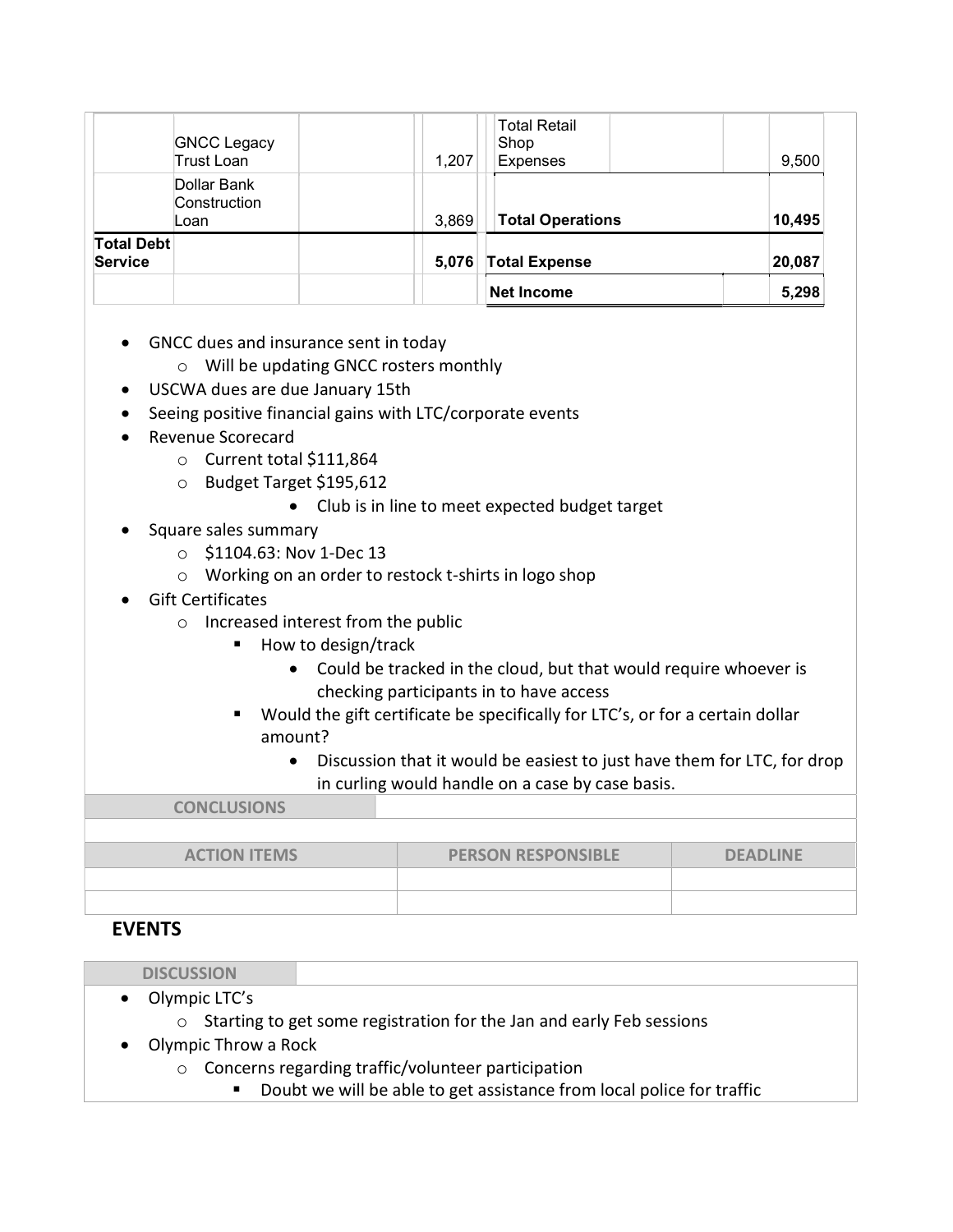|  |  |  |  | Total Retail Shop Expenses |  | 9,500 |
|---|---|---|---|---|---|---|
|  | GNCC Legacy Trust Loan |  | 1,207 |  |  |  |
|  | Dollar Bank Construction Loan |  | 3,869 | **Total Operations** |  | **10,495** |
| **Total Debt Service** |  |  | **5,076** | **Total Expense** |  | **20,087** |
|  |  |  |  | **Net Income** |  | **5,298** |

- GNCC dues and insurance sent in today
  - Will be updating GNCC rosters monthly
- USCWA dues are due January 15th
- Seeing positive financial gains with LTC/corporate events
- Revenue Scorecard
  - Current total $111,864
  - Budget Target $195,612
    - Club is in line to meet expected budget target
- Square sales summary
  - $1104.63: Nov 1-Dec 13
  - Working on an order to restock t-shirts in logo shop
- Gift Certificates
  - Increased interest from the public
    - How to design/track
      - Could be tracked in the cloud, but that would require whoever is checking participants in to have access
    - Would the gift certificate be specifically for LTC's, or for a certain dollar amount?
      - Discussion that it would be easiest to just have them for LTC, for drop in curling would handle on a case by case basis.

| CONCLUSIONS |  |
|---|---|
|  |  |

| ACTION ITEMS | PERSON RESPONSIBLE | DEADLINE |
|---|---|---|
|  |  |  |
|  |  |  |

## EVENTS

| DISCUSSION |  |
|---|---|

- Olympic LTC's
  - Starting to get some registration for the Jan and early Feb sessions
- Olympic Throw a Rock
  - Concerns regarding traffic/volunteer participation
    - Doubt we will be able to get assistance from local police for traffic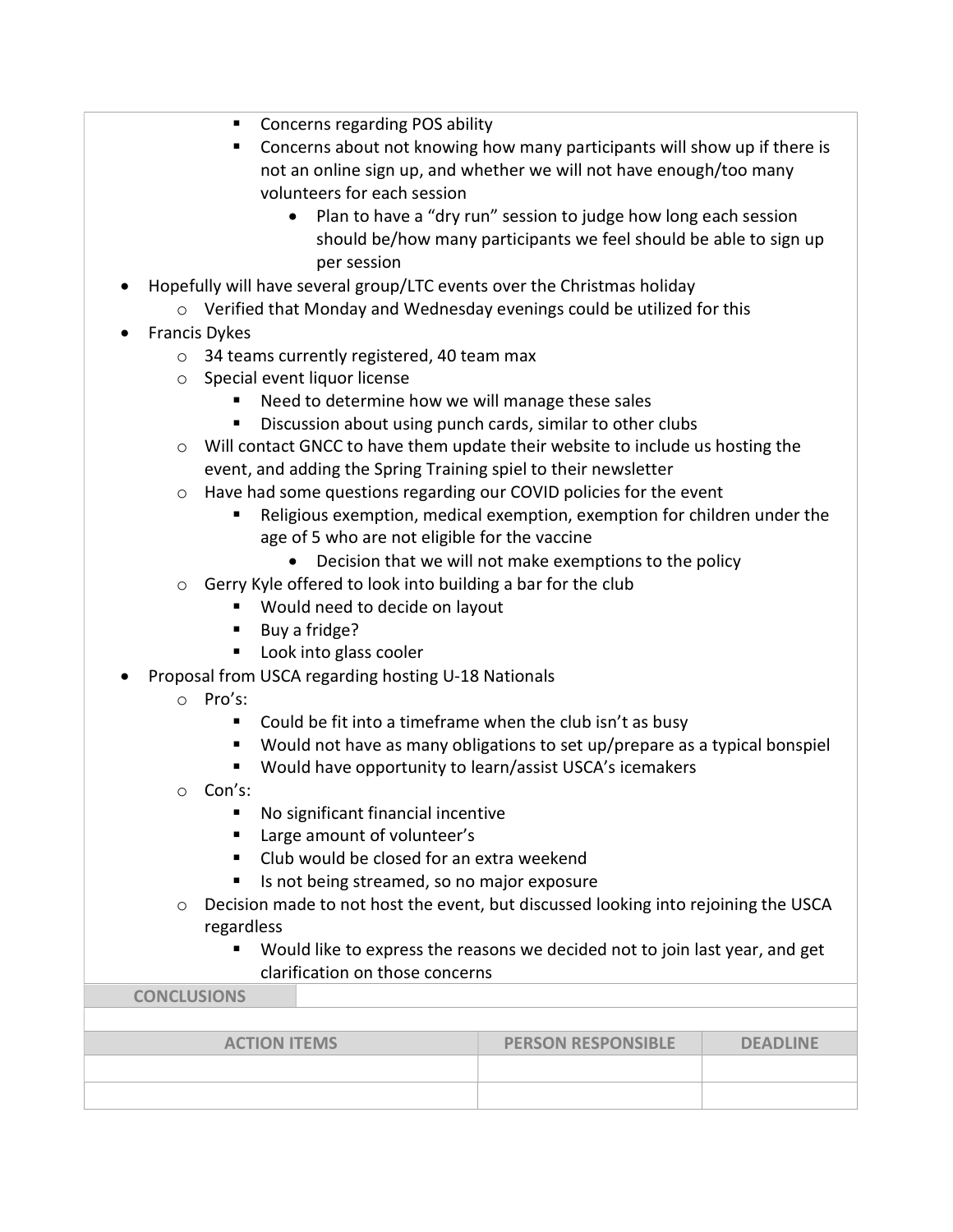- Concerns regarding POS ability
    - Concerns about not knowing how many participants will show up if there is not an online sign up, and whether we will not have enough/too many volunteers for each session
      - Plan to have a "dry run" session to judge how long each session should be/how many participants we feel should be able to sign up per session
- Hopefully will have several group/LTC events over the Christmas holiday
  - Verified that Monday and Wednesday evenings could be utilized for this
- Francis Dykes
  - 34 teams currently registered, 40 team max
  - Special event liquor license
    - Need to determine how we will manage these sales
    - Discussion about using punch cards, similar to other clubs
  - Will contact GNCC to have them update their website to include us hosting the event, and adding the Spring Training spiel to their newsletter
  - Have had some questions regarding our COVID policies for the event
    - Religious exemption, medical exemption, exemption for children under the age of 5 who are not eligible for the vaccine
      - Decision that we will not make exemptions to the policy
  - Gerry Kyle offered to look into building a bar for the club
    - Would need to decide on layout
    - Buy a fridge?
    - Look into glass cooler
- Proposal from USCA regarding hosting U-18 Nationals
  - Pro's:
    - Could be fit into a timeframe when the club isn't as busy
    - Would not have as many obligations to set up/prepare as a typical bonspiel
    - Would have opportunity to learn/assist USCA's icemakers
  - Con's:
    - No significant financial incentive
    - Large amount of volunteer's
    - Club would be closed for an extra weekend
    - Is not being streamed, so no major exposure
  - Decision made to not host the event, but discussed looking into rejoining the USCA regardless
    - Would like to express the reasons we decided not to join last year, and get clarification on those concerns

| CONCLUSIONS | |
|---|---|
| | |

| ACTION ITEMS | PERSON RESPONSIBLE | DEADLINE |
|---|---|---|
| | | |
| | | |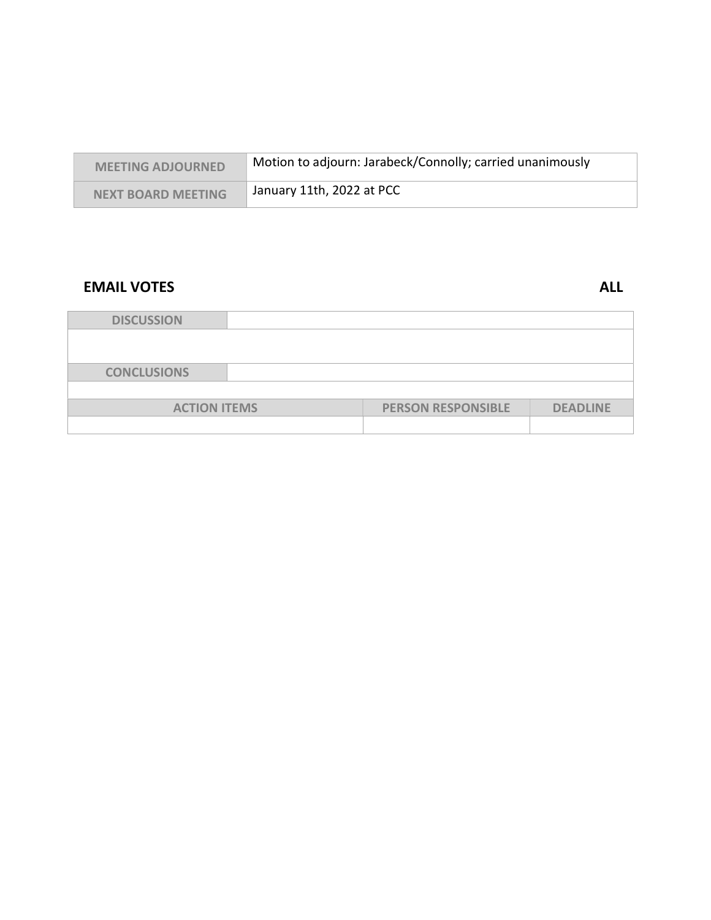| | |
|---|---|
| MEETING ADJOURNED | Motion to adjourn: Jarabeck/Connolly; carried unanimously |
| NEXT BOARD MEETING | January 11th, 2022 at PCC |

**EMAIL VOTES** **ALL**

| DISCUSSION | | |
|---|---|---|
| | | |
| CONCLUSIONS | | |
| | | |
| ACTION ITEMS | PERSON RESPONSIBLE | DEADLINE |
| | | |